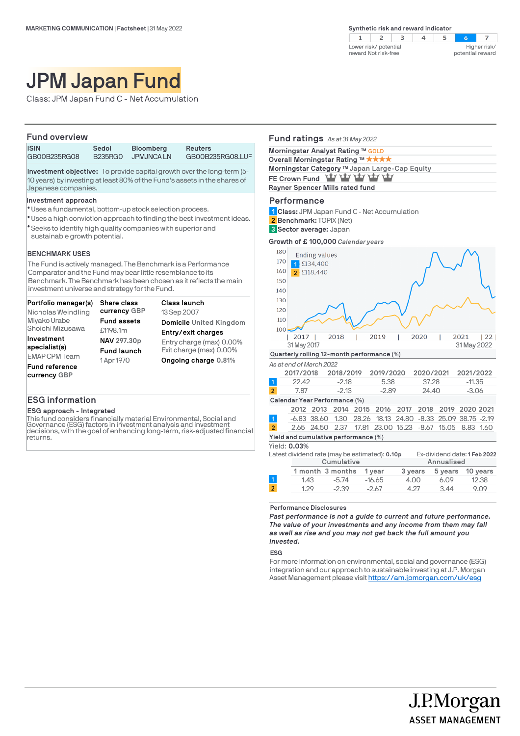MARKETING COMMUNICATION | Factsheet | 31 May 2022

**Synthetic risk and reward indicator**

| 1 | 2 | 3 | 4 | 5 | **6** | 7 |
|---|---|---|---|---|---|---|

Lower risk/ potential reward Not risk-free — Higher risk/ potential reward

# JPM Japan Fund

Class: JPM Japan Fund C - Net Accumulation

## Fund overview

| ISIN | Sedol | Bloomberg | Reuters |
|---|---|---|---|
| GB00B235RG08 | B235RG0 | JPMJNCA LN | GB00B235RG08.LUF |

**Investment objective:** To provide capital growth over the long-term (5-10 years) by investing at least 80% of the Fund's assets in the shares of Japanese companies.

**Investment approach**

- Uses a fundamental, bottom-up stock selection process.
- Uses a high conviction approach to finding the best investment ideas.
- Seeks to identify high quality companies with superior and sustainable growth potential.

**BENCHMARK USES**

The Fund is actively managed. The Benchmark is a Performance Comparator and the Fund may bear little resemblance to its Benchmark. The Benchmark has been chosen as it reflects the main investment universe and strategy for the Fund.

**Portfolio manager(s)**
Nicholas Weindling
Miyako Urabe
Shoichi Mizusawa

**Investment specialist(s)**
EMAP CPM Team

**Fund reference currency** GBP

**Share class currency** GBP

**Fund assets**
£1198.1m

**NAV** 297.30p

**Fund launch**
1 Apr 1970

**Class launch**
13 Sep 2007

**Domicile** United Kingdom

**Entry/exit charges**
Entry charge (max) 0.00%
Exit charge (max) 0.00%

**Ongoing charge** 0.81%

## ESG information

**ESG approach - Integrated**

This fund considers financially material Environmental, Social and Governance (ESG) factors in investment analysis and investment decisions, with the goal of enhancing long-term, risk-adjusted financial returns.

## Fund ratings *As at 31 May 2022*

**Morningstar Analyst Rating ™** GOLD

**Overall Morningstar Rating ™** ★★★★

**Morningstar Category ™** Japan Large-Cap Equity

**FE Crown Fund** (5 crowns)

**Rayner Spencer Mills rated fund**

## Performance

1 **Class:** JPM Japan Fund C - Net Accumulation

2 **Benchmark:** TOPIX (Net)

3 **Sector average:** Japan

**Growth of £ 100,000** *Calendar years*

Ending values
1 £134,400
2 £118,440

(Chart: 31 May 2017 to 31 May 2022; axis 100–180; years 2017, 2018, 2019, 2020, 2021, 22)

**Quarterly rolling 12-month performance (%)**

*As at end of March 2022*

| | 2017/2018 | 2018/2019 | 2019/2020 | 2020/2021 | 2021/2022 |
|---|---|---|---|---|---|
| 1 | 22.42 | -2.18 | 5.38 | 37.28 | -11.35 |
| 2 | 7.87 | -2.13 | -2.89 | 24.40 | -3.06 |

**Calendar Year Performance (%)**

| | 2012 | 2013 | 2014 | 2015 | 2016 | 2017 | 2018 | 2019 | 2020 | 2021 |
|---|---|---|---|---|---|---|---|---|---|---|
| 1 | -6.83 | 38.60 | 1.30 | 28.26 | 18.13 | 24.80 | -8.33 | 25.09 | 38.75 | -2.19 |
| 2 | 2.65 | 24.50 | 2.37 | 17.81 | 23.00 | 15.23 | -8.67 | 15.05 | 8.83 | 1.60 |

**Yield and cumulative performance (%)**

Yield: **0.03%**

Latest dividend rate (may be estimated): **0.10p**  Ex-dividend date: **1 Feb 2022**

| | Cumulative | | | Annualised | | |
|---|---|---|---|---|---|---|
| | 1 month | 3 months | 1 year | 3 years | 5 years | 10 years |
| 1 | 1.43 | -5.74 | -16.65 | 4.00 | 6.09 | 12.38 |
| 2 | 1.29 | -2.39 | -2.67 | 4.27 | 3.44 | 9.09 |

**Performance Disclosures**

***Past performance is not a guide to current and future performance. The value of your investments and any income from them may fall as well as rise and you may not get back the full amount you invested.***

**ESG**

For more information on environmental, social and governance (ESG) integration and our approach to sustainable investing at J.P. Morgan Asset Management please visit https://am.jpmorgan.com/uk/esg

J.P.Morgan
ASSET MANAGEMENT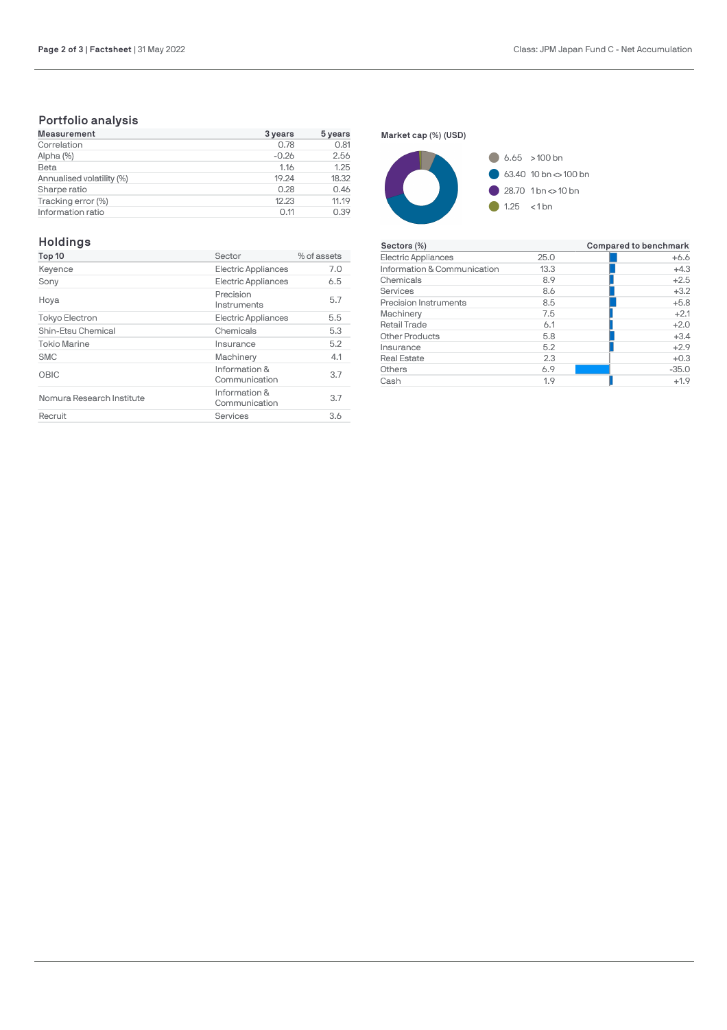## Portfolio analysis

| Measurement | 3 years | 5 years |
|---|---|---|
| Correlation | 0.78 | 0.81 |
| Alpha (%) | -0.26 | 2.56 |
| Beta | 1.16 | 1.25 |
| Annualised volatility (%) | 19.24 | 18.32 |
| Sharpe ratio | 0.28 | 0.46 |
| Tracking error (%) | 12.23 | 11.19 |
| Information ratio | 0.11 | 0.39 |

**Market cap (%) (USD)**

- 6.65 >100 bn
- 63.40 10 bn <> 100 bn
- 28.70 1 bn <> 10 bn
- 1.25 <1 bn

## Holdings

| Top 10 | Sector | % of assets |
|---|---|---|
| Keyence | Electric Appliances | 7.0 |
| Sony | Electric Appliances | 6.5 |
| Hoya | Precision Instruments | 5.7 |
| Tokyo Electron | Electric Appliances | 5.5 |
| Shin-Etsu Chemical | Chemicals | 5.3 |
| Tokio Marine | Insurance | 5.2 |
| SMC | Machinery | 4.1 |
| OBIC | Information & Communication | 3.7 |
| Nomura Research Institute | Information & Communication | 3.7 |
| Recruit | Services | 3.6 |

| Sectors (%) | | Compared to benchmark |
|---|---|---|
| Electric Appliances | 25.0 | +6.6 |
| Information & Communication | 13.3 | +4.3 |
| Chemicals | 8.9 | +2.5 |
| Services | 8.6 | +3.2 |
| Precision Instruments | 8.5 | +5.8 |
| Machinery | 7.5 | +2.1 |
| Retail Trade | 6.1 | +2.0 |
| Other Products | 5.8 | +3.4 |
| Insurance | 5.2 | +2.9 |
| Real Estate | 2.3 | +0.3 |
| Others | 6.9 | -35.0 |
| Cash | 1.9 | +1.9 |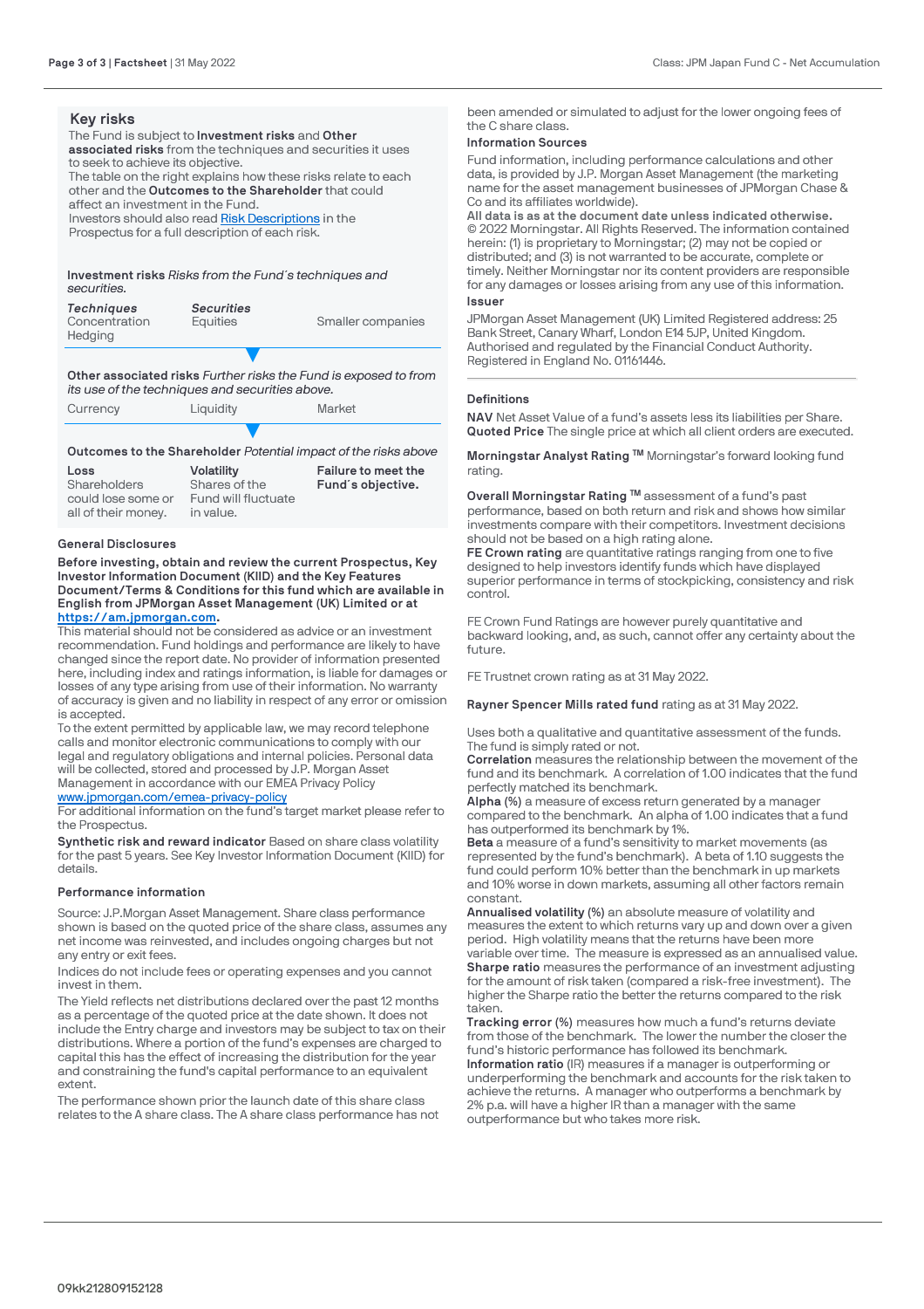## Key risks

The Fund is subject to **Investment risks** and **Other associated risks** from the techniques and securities it uses to seek to achieve its objective.
The table on the right explains how these risks relate to each other and the **Outcomes to the Shareholder** that could affect an investment in the Fund.
Investors should also read Risk Descriptions in the Prospectus for a full description of each risk.

**Investment risks** *Risks from the Fund´s techniques and securities.*

| *Techniques* | *Securities* | |
|---|---|---|
| Concentration<br>Hedging | Equities | Smaller companies |

**Other associated risks** *Further risks the Fund is exposed to from its use of the techniques and securities above.*

| | | |
|---|---|---|
| Currency | Liquidity | Market |

**Outcomes to the Shareholder** *Potential impact of the risks above*

| **Loss** | **Volatility** | **Failure to meet the Fund´s objective.** |
|---|---|---|
| Shareholders could lose some or all of their money. | Shares of the Fund will fluctuate in value. | |

### General Disclosures

**Before investing, obtain and review the current Prospectus, Key Investor Information Document (KIID) and the Key Features Document/Terms & Conditions for this fund which are available in English from JPMorgan Asset Management (UK) Limited or at https://am.jpmorgan.com.**
This material should not be considered as advice or an investment recommendation. Fund holdings and performance are likely to have changed since the report date. No provider of information presented here, including index and ratings information, is liable for damages or losses of any type arising from use of their information. No warranty of accuracy is given and no liability in respect of any error or omission is accepted.
To the extent permitted by applicable law, we may record telephone calls and monitor electronic communications to comply with our legal and regulatory obligations and internal policies. Personal data will be collected, stored and processed by J.P. Morgan Asset Management in accordance with our EMEA Privacy Policy www.jpmorgan.com/emea-privacy-policy
For additional information on the fund's target market please refer to the Prospectus.
**Synthetic risk and reward indicator** Based on share class volatility for the past 5 years. See Key Investor Information Document (KIID) for details.

### Performance information

Source: J.P.Morgan Asset Management. Share class performance shown is based on the quoted price of the share class, assumes any net income was reinvested, and includes ongoing charges but not any entry or exit fees.

Indices do not include fees or operating expenses and you cannot invest in them.

The Yield reflects net distributions declared over the past 12 months as a percentage of the quoted price at the date shown. It does not include the Entry charge and investors may be subject to tax on their distributions. Where a portion of the fund's expenses are charged to capital this has the effect of increasing the distribution for the year and constraining the fund's capital performance to an equivalent extent.

The performance shown prior the launch date of this share class relates to the A share class. The A share class performance has not been amended or simulated to adjust for the lower ongoing fees of the C share class.

### Information Sources

Fund information, including performance calculations and other data, is provided by J.P. Morgan Asset Management (the marketing name for the asset management businesses of JPMorgan Chase & Co and its affiliates worldwide).
**All data is as at the document date unless indicated otherwise.**
© 2022 Morningstar. All Rights Reserved. The information contained herein: (1) is proprietary to Morningstar; (2) may not be copied or distributed; and (3) is not warranted to be accurate, complete or timely. Neither Morningstar nor its content providers are responsible for any damages or losses arising from any use of this information.

### Issuer

JPMorgan Asset Management (UK) Limited Registered address: 25 Bank Street, Canary Wharf, London E14 5JP, United Kingdom. Authorised and regulated by the Financial Conduct Authority. Registered in England No. 01161446.

### Definitions

**NAV** Net Asset Value of a fund's assets less its liabilities per Share.
**Quoted Price** The single price at which all client orders are executed.

**Morningstar Analyst Rating ™** Morningstar's forward looking fund rating.

**Overall Morningstar Rating ™** assessment of a fund's past performance, based on both return and risk and shows how similar investments compare with their competitors. Investment decisions should not be based on a high rating alone.
**FE Crown rating** are quantitative ratings ranging from one to five designed to help investors identify funds which have displayed superior performance in terms of stockpicking, consistency and risk control.

FE Crown Fund Ratings are however purely quantitative and backward looking, and, as such, cannot offer any certainty about the future.

FE Trustnet crown rating as at 31 May 2022.

**Rayner Spencer Mills rated fund** rating as at 31 May 2022.

Uses both a qualitative and quantitative assessment of the funds. The fund is simply rated or not.
**Correlation** measures the relationship between the movement of the fund and its benchmark. A correlation of 1.00 indicates that the fund perfectly matched its benchmark.
**Alpha (%)** a measure of excess return generated by a manager compared to the benchmark. An alpha of 1.00 indicates that a fund has outperformed its benchmark by 1%.
**Beta** a measure of a fund's sensitivity to market movements (as represented by the fund's benchmark). A beta of 1.10 suggests the fund could perform 10% better than the benchmark in up markets and 10% worse in down markets, assuming all other factors remain constant.
**Annualised volatility (%)** an absolute measure of volatility and measures the extent to which returns vary up and down over a given period. High volatility means that the returns have been more variable over time. The measure is expressed as an annualised value.
**Sharpe ratio** measures the performance of an investment adjusting for the amount of risk taken (compared a risk-free investment). The higher the Sharpe ratio the better the returns compared to the risk taken.
**Tracking error (%)** measures how much a fund's returns deviate from those of the benchmark. The lower the number the closer the fund's historic performance has followed its benchmark.
**Information ratio** (IR) measures if a manager is outperforming or underperforming the benchmark and accounts for the risk taken to achieve the returns. A manager who outperforms a benchmark by 2% p.a. will have a higher IR than a manager with the same outperformance but who takes more risk.

09kk212809152128